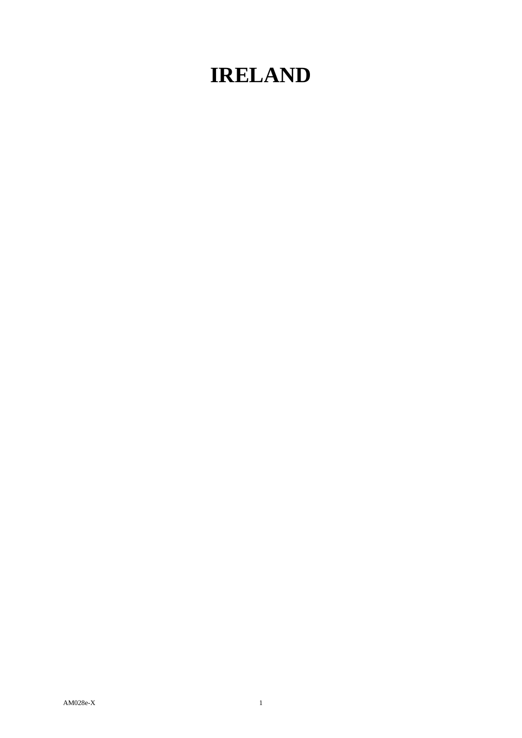# IRELAND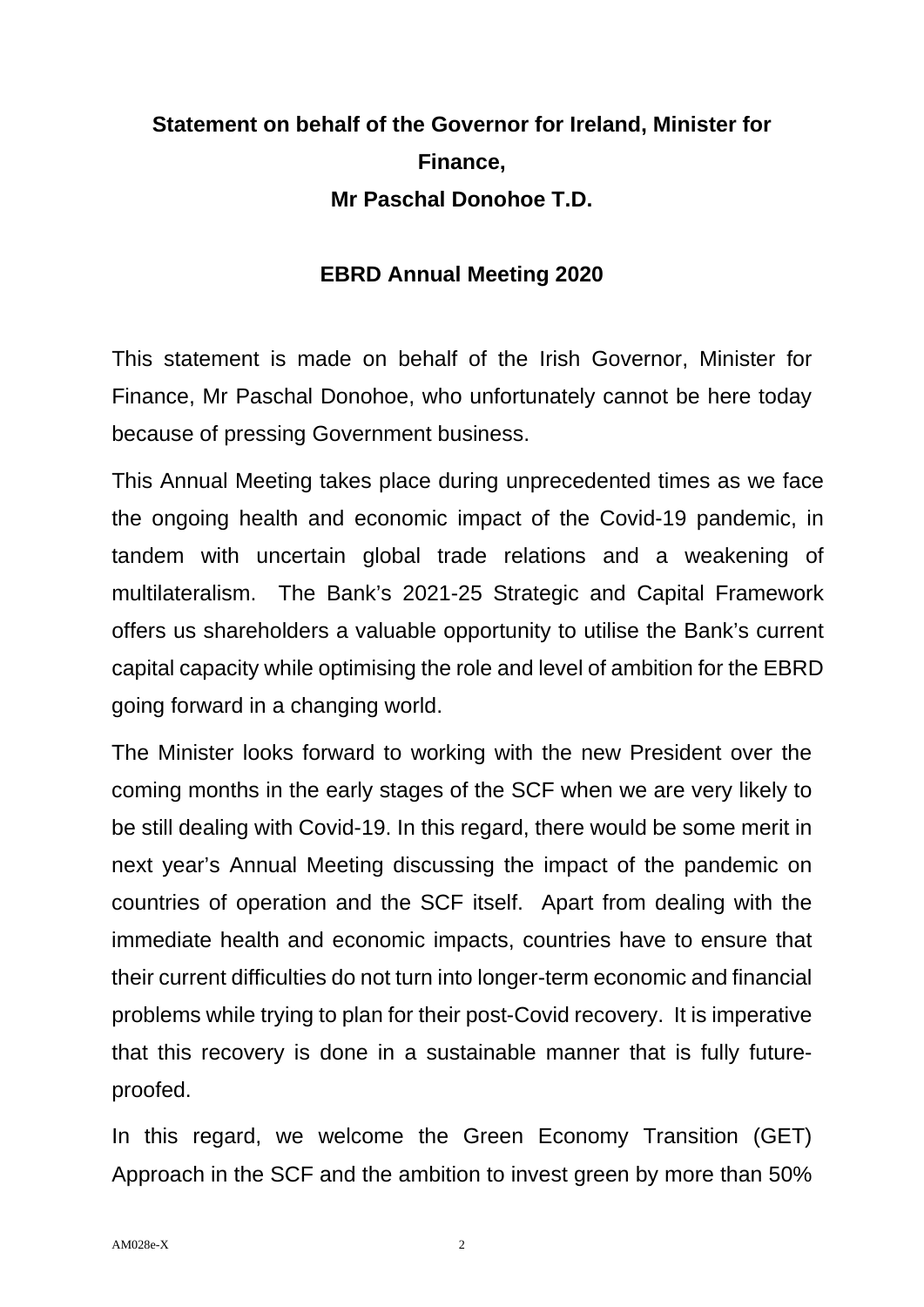**Statement on behalf of the Governor for Ireland, Minister for Finance,**

**Mr Paschal Donohoe T.D.**

**EBRD Annual Meeting 2020**

This statement is made on behalf of the Irish Governor, Minister for Finance, Mr Paschal Donohoe, who unfortunately cannot be here today because of pressing Government business.

This Annual Meeting takes place during unprecedented times as we face the ongoing health and economic impact of the Covid-19 pandemic, in tandem with uncertain global trade relations and a weakening of multilateralism. The Bank's 2021-25 Strategic and Capital Framework offers us shareholders a valuable opportunity to utilise the Bank's current capital capacity while optimising the role and level of ambition for the EBRD going forward in a changing world.

The Minister looks forward to working with the new President over the coming months in the early stages of the SCF when we are very likely to be still dealing with Covid-19. In this regard, there would be some merit in next year's Annual Meeting discussing the impact of the pandemic on countries of operation and the SCF itself. Apart from dealing with the immediate health and economic impacts, countries have to ensure that their current difficulties do not turn into longer-term economic and financial problems while trying to plan for their post-Covid recovery. It is imperative that this recovery is done in a sustainable manner that is fully future-proofed.

In this regard, we welcome the Green Economy Transition (GET) Approach in the SCF and the ambition to invest green by more than 50%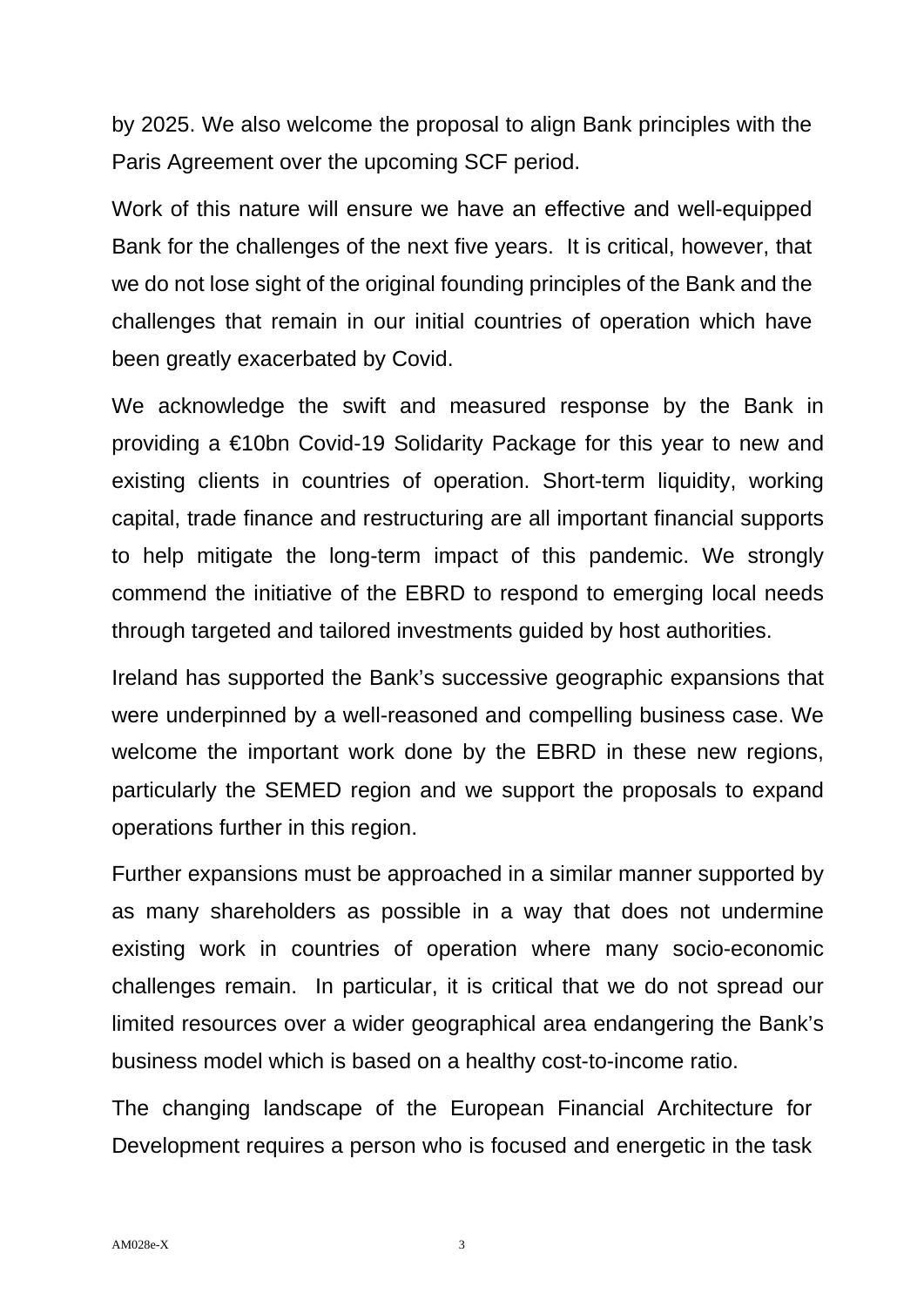by 2025. We also welcome the proposal to align Bank principles with the Paris Agreement over the upcoming SCF period.

Work of this nature will ensure we have an effective and well-equipped Bank for the challenges of the next five years. It is critical, however, that we do not lose sight of the original founding principles of the Bank and the challenges that remain in our initial countries of operation which have been greatly exacerbated by Covid.

We acknowledge the swift and measured response by the Bank in providing a €10bn Covid-19 Solidarity Package for this year to new and existing clients in countries of operation. Short-term liquidity, working capital, trade finance and restructuring are all important financial supports to help mitigate the long-term impact of this pandemic. We strongly commend the initiative of the EBRD to respond to emerging local needs through targeted and tailored investments guided by host authorities.

Ireland has supported the Bank's successive geographic expansions that were underpinned by a well-reasoned and compelling business case. We welcome the important work done by the EBRD in these new regions, particularly the SEMED region and we support the proposals to expand operations further in this region.

Further expansions must be approached in a similar manner supported by as many shareholders as possible in a way that does not undermine existing work in countries of operation where many socio-economic challenges remain. In particular, it is critical that we do not spread our limited resources over a wider geographical area endangering the Bank's business model which is based on a healthy cost-to-income ratio.

The changing landscape of the European Financial Architecture for Development requires a person who is focused and energetic in the task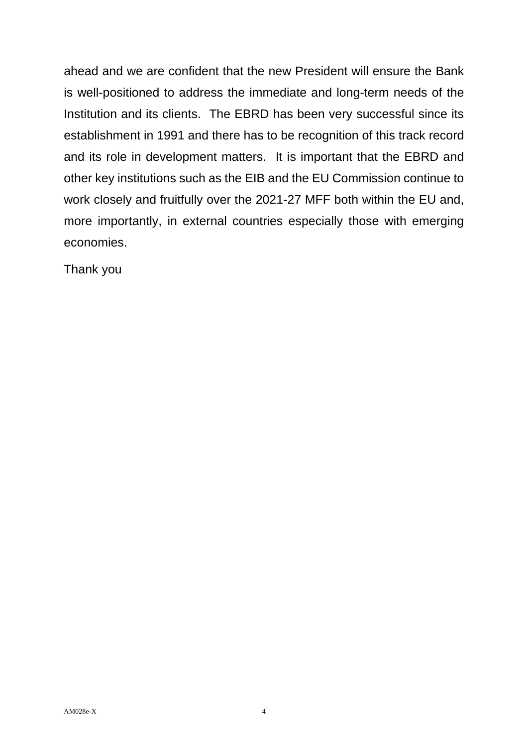ahead and we are confident that the new President will ensure the Bank is well-positioned to address the immediate and long-term needs of the Institution and its clients. The EBRD has been very successful since its establishment in 1991 and there has to be recognition of this track record and its role in development matters. It is important that the EBRD and other key institutions such as the EIB and the EU Commission continue to work closely and fruitfully over the 2021-27 MFF both within the EU and, more importantly, in external countries especially those with emerging economies.

Thank you